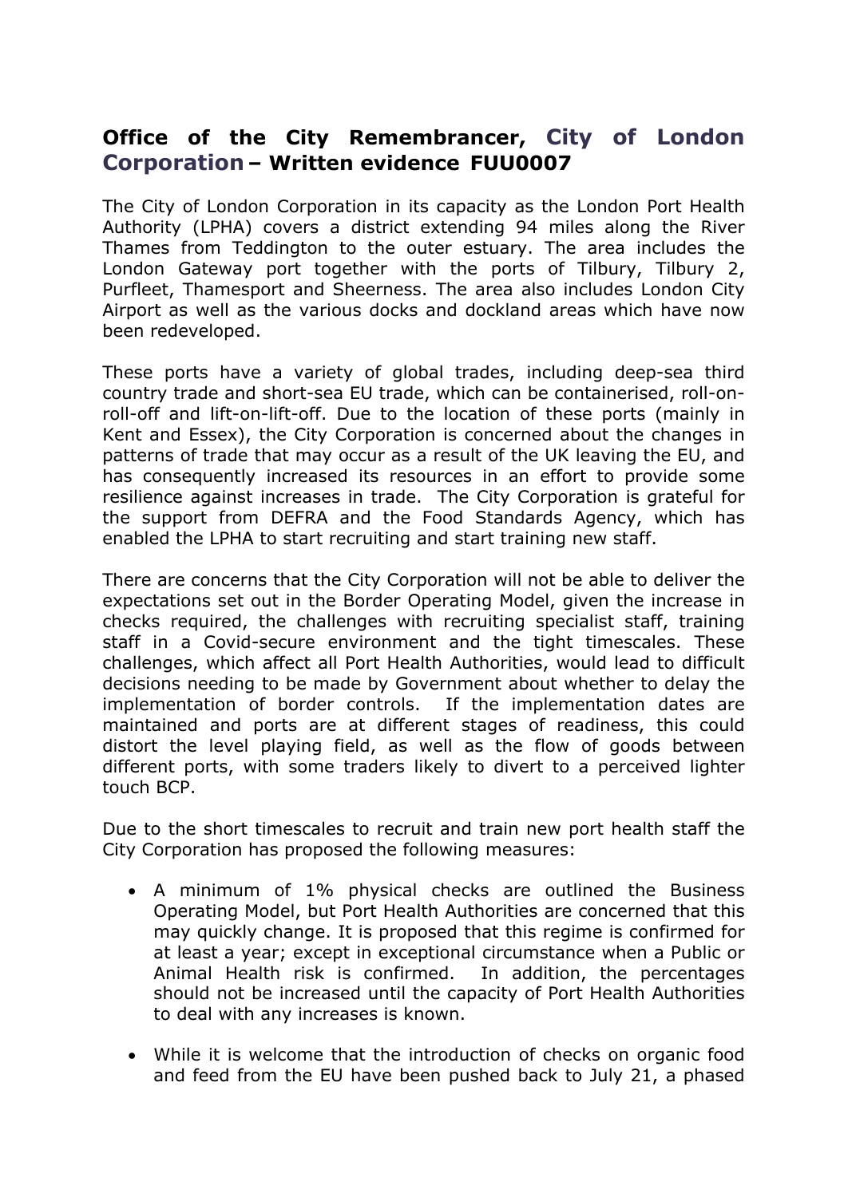# Office of the City Remembrancer, City of London Corporation – Written evidence FUU0007

The City of London Corporation in its capacity as the London Port Health Authority (LPHA) covers a district extending 94 miles along the River Thames from Teddington to the outer estuary. The area includes the London Gateway port together with the ports of Tilbury, Tilbury 2, Purfleet, Thamesport and Sheerness. The area also includes London City Airport as well as the various docks and dockland areas which have now been redeveloped.

These ports have a variety of global trades, including deep-sea third country trade and short-sea EU trade, which can be containerised, roll-on-roll-off and lift-on-lift-off. Due to the location of these ports (mainly in Kent and Essex), the City Corporation is concerned about the changes in patterns of trade that may occur as a result of the UK leaving the EU, and has consequently increased its resources in an effort to provide some resilience against increases in trade. The City Corporation is grateful for the support from DEFRA and the Food Standards Agency, which has enabled the LPHA to start recruiting and start training new staff.

There are concerns that the City Corporation will not be able to deliver the expectations set out in the Border Operating Model, given the increase in checks required, the challenges with recruiting specialist staff, training staff in a Covid-secure environment and the tight timescales. These challenges, which affect all Port Health Authorities, would lead to difficult decisions needing to be made by Government about whether to delay the implementation of border controls. If the implementation dates are maintained and ports are at different stages of readiness, this could distort the level playing field, as well as the flow of goods between different ports, with some traders likely to divert to a perceived lighter touch BCP.

Due to the short timescales to recruit and train new port health staff the City Corporation has proposed the following measures:

- A minimum of 1% physical checks are outlined the Business Operating Model, but Port Health Authorities are concerned that this may quickly change. It is proposed that this regime is confirmed for at least a year; except in exceptional circumstance when a Public or Animal Health risk is confirmed. In addition, the percentages should not be increased until the capacity of Port Health Authorities to deal with any increases is known.

- While it is welcome that the introduction of checks on organic food and feed from the EU have been pushed back to July 21, a phased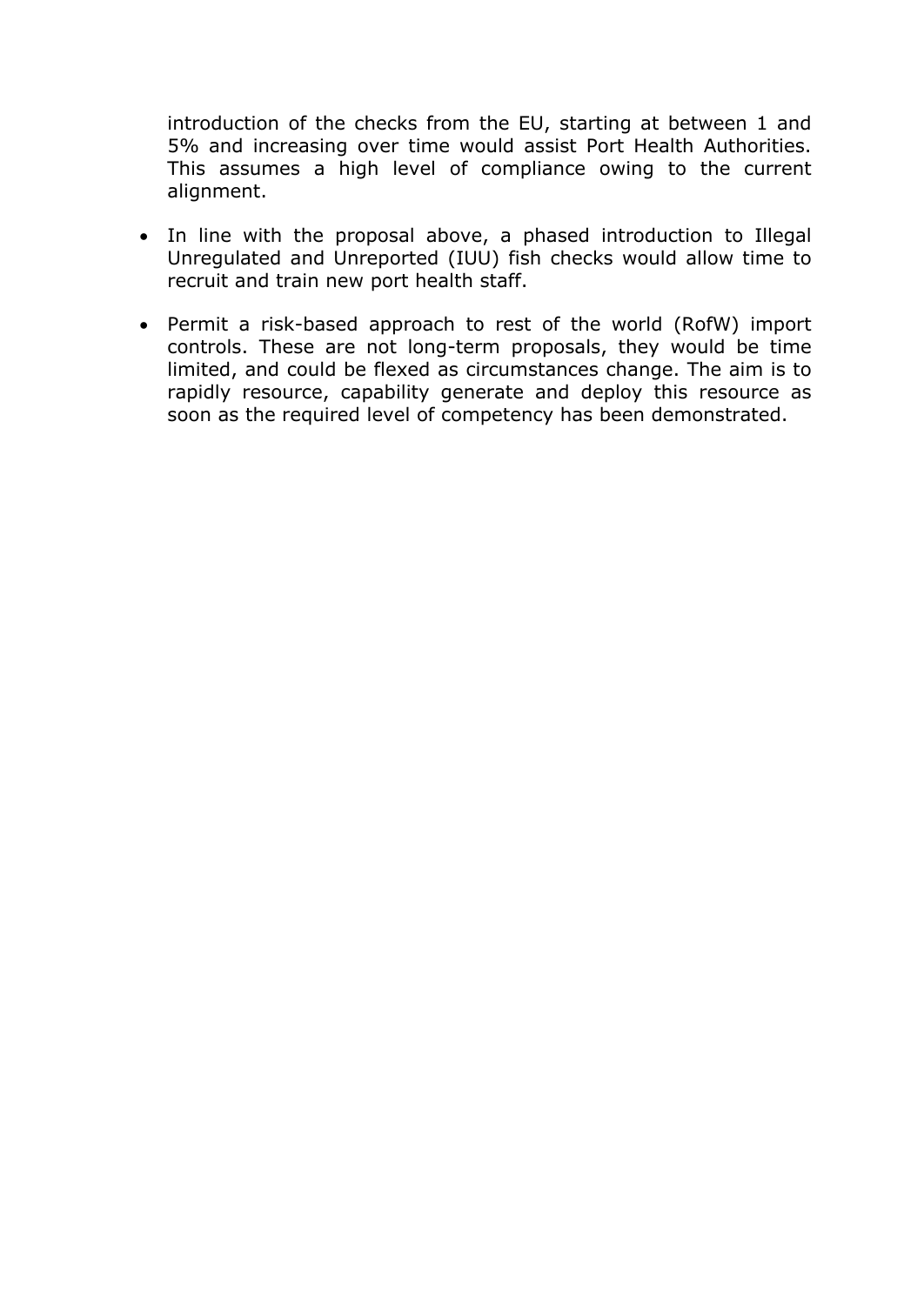introduction of the checks from the EU, starting at between 1 and 5% and increasing over time would assist Port Health Authorities. This assumes a high level of compliance owing to the current alignment.

- In line with the proposal above, a phased introduction to Illegal Unregulated and Unreported (IUU) fish checks would allow time to recruit and train new port health staff.
- Permit a risk-based approach to rest of the world (RofW) import controls. These are not long-term proposals, they would be time limited, and could be flexed as circumstances change. The aim is to rapidly resource, capability generate and deploy this resource as soon as the required level of competency has been demonstrated.